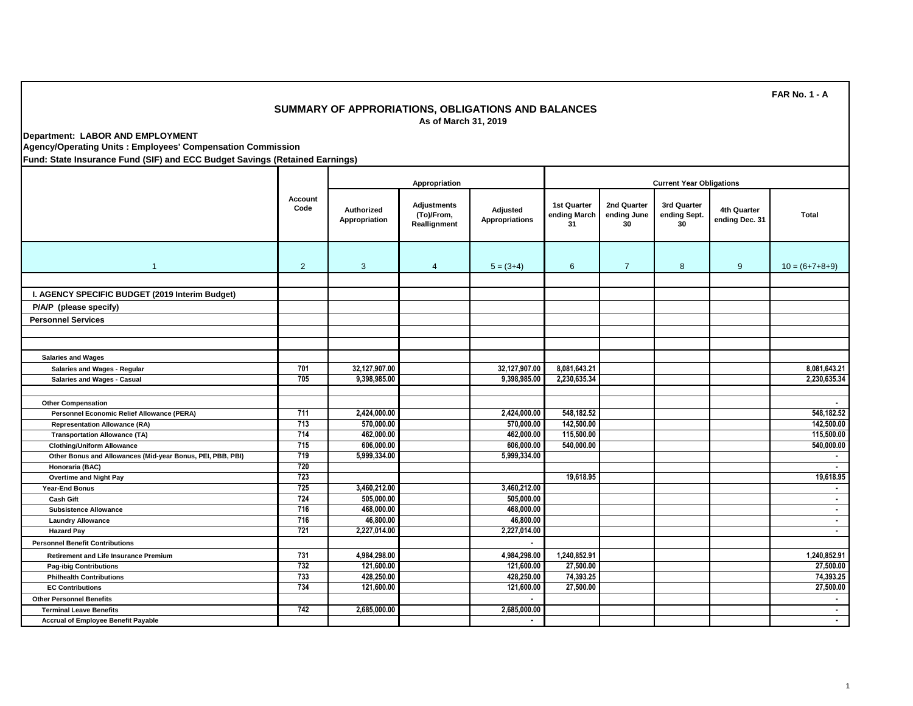FAR No. 1 - A

# SUMMARY OF APPRORIATIONS, OBLIGATIONS AND BALANCES

As of March 31, 2019

**Department: LABOR AND EMPLOYMENT**
**Agency/Operating Units : Employees' Compensation Commission**
**Fund: State Insurance Fund (SIF) and ECC Budget Savings (Retained Earnings)**

| | Account Code | Appropriation | | | Current Year Obligations | | | | |
|---|---|---|---|---|---|---|---|---|---|
| | | Authorized Appropriation | Adjustments (To)/From, Reallignment | Adjusted Appropriations | 1st Quarter ending March 31 | 2nd Quarter ending June 30 | 3rd Quarter ending Sept. 30 | 4th Quarter ending Dec. 31 | Total |
| 1 | 2 | 3 | 4 | 5 = (3+4) | 6 | 7 | 8 | 9 | 10 = (6+7+8+9) |
| | | | | | | | | | |
| **I. AGENCY SPECIFIC BUDGET (2019 Interim Budget)** | | | | | | | | | |
| **P/A/P (please specify)** | | | | | | | | | |
| **Personnel Services** | | | | | | | | | |
| | | | | | | | | | |
| | | | | | | | | | |
| **Salaries and Wages** | | | | | | | | | |
| Salaries and Wages - Regular | 701 | 32,127,907.00 | | 32,127,907.00 | 8,081,643.21 | | | | 8,081,643.21 |
| Salaries and Wages - Casual | 705 | 9,398,985.00 | | 9,398,985.00 | 2,230,635.34 | | | | 2,230,635.34 |
| | | | | | | | | | |
| **Other Compensation** | | | | | | | | | - |
| Personnel Economic Relief Allowance (PERA) | 711 | 2,424,000.00 | | 2,424,000.00 | 548,182.52 | | | | 548,182.52 |
| Representation Allowance (RA) | 713 | 570,000.00 | | 570,000.00 | 142,500.00 | | | | 142,500.00 |
| Transportation Allowance (TA) | 714 | 462,000.00 | | 462,000.00 | 115,500.00 | | | | 115,500.00 |
| Clothing/Uniform Allowance | 715 | 606,000.00 | | 606,000.00 | 540,000.00 | | | | 540,000.00 |
| Other Bonus and Allowances (Mid-year Bonus, PEI, PBB, PBI) | 719 | 5,999,334.00 | | 5,999,334.00 | | | | | - |
| Honoraria (BAC) | 720 | | | | | | | | - |
| Overtime and Night Pay | 723 | | | | 19,618.95 | | | | 19,618.95 |
| Year-End Bonus | 725 | 3,460,212.00 | | 3,460,212.00 | | | | | - |
| Cash Gift | 724 | 505,000.00 | | 505,000.00 | | | | | - |
| Subsistence Allowance | 716 | 468,000.00 | | 468,000.00 | | | | | - |
| Laundry Allowance | 716 | 46,800.00 | | 46,800.00 | | | | | - |
| Hazard Pay | 721 | 2,227,014.00 | | 2,227,014.00 | | | | | - |
| **Personnel Benefit Contributions** | | | | - | | | | | |
| Retirement and Life Insurance Premium | 731 | 4,984,298.00 | | 4,984,298.00 | 1,240,852.91 | | | | 1,240,852.91 |
| Pag-ibig Contributions | 732 | 121,600.00 | | 121,600.00 | 27,500.00 | | | | 27,500.00 |
| Philhealth Contributions | 733 | 428,250.00 | | 428,250.00 | 74,393.25 | | | | 74,393.25 |
| EC Contributions | 734 | 121,600.00 | | 121,600.00 | 27,500.00 | | | | 27,500.00 |
| **Other Personnel Benefits** | | | | - | | | | | - |
| Terminal Leave Benefits | 742 | 2,685,000.00 | | 2,685,000.00 | | | | | - |
| Accrual of Employee Benefit Payable | | | | - | | | | | - |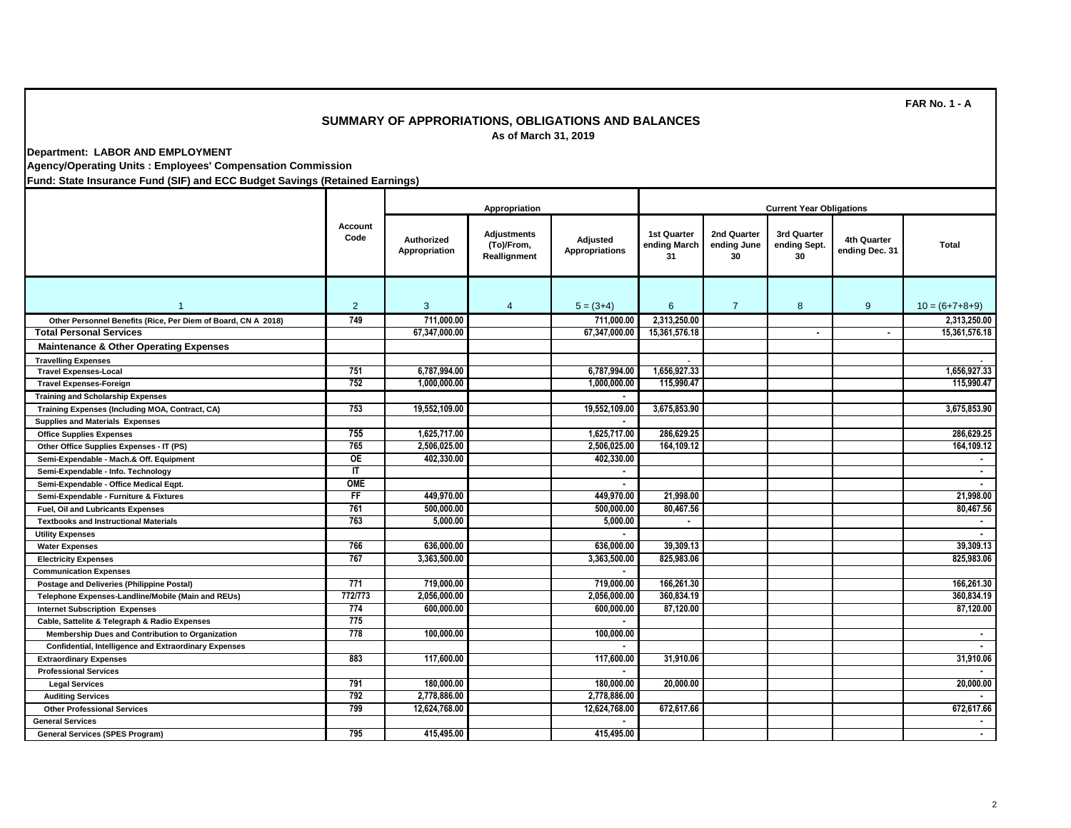FAR No. 1 - A

## SUMMARY OF APPRORIATIONS, OBLIGATIONS AND BALANCES

As of March 31, 2019

**Department: LABOR AND EMPLOYMENT**

**Agency/Operating Units : Employees' Compensation Commission**

**Fund: State Insurance Fund (SIF) and ECC Budget Savings (Retained Earnings)**

| | Account Code | Appropriation | | | Current Year Obligations | | | | |
|---|---|---|---|---|---|---|---|---|---|
| | | Authorized Appropriation | Adjustments (To)/From, Reallignment | Adjusted Appropriations | 1st Quarter ending March 31 | 2nd Quarter ending June 30 | 3rd Quarter ending Sept. 30 | 4th Quarter ending Dec. 31 | Total |
| 1 | 2 | 3 | 4 | 5 = (3+4) | 6 | 7 | 8 | 9 | 10 = (6+7+8+9) |
| Other Personnel Benefits (Rice, Per Diem of Board, CN A 2018) | 749 | 711,000.00 | | 711,000.00 | 2,313,250.00 | | | | 2,313,250.00 |
| **Total Personal Services** | | 67,347,000.00 | | 67,347,000.00 | 15,361,576.18 | | - | - | 15,361,576.18 |
| **Maintenance & Other Operating Expenses** | | | | | | | | | |
| Travelling Expenses | | | | | - | | | | - |
| Travel Expenses-Local | 751 | 6,787,994.00 | | 6,787,994.00 | 1,656,927.33 | | | | 1,656,927.33 |
| Travel Expenses-Foreign | 752 | 1,000,000.00 | | 1,000,000.00 | 115,990.47 | | | | 115,990.47 |
| Training and Scholarship Expenses | | | | - | | | | | |
| Training Expenses (Including MOA, Contract, CA) | 753 | 19,552,109.00 | | 19,552,109.00 | 3,675,853.90 | | | | 3,675,853.90 |
| Supplies and Materials Expenses | | | | - | | | | | |
| Office Supplies Expenses | 755 | 1,625,717.00 | | 1,625,717.00 | 286,629.25 | | | | 286,629.25 |
| Other Office Supplies Expenses - IT (PS) | 765 | 2,506,025.00 | | 2,506,025.00 | 164,109.12 | | | | 164,109.12 |
| Semi-Expendable - Mach.& Off. Equipment | OE | 402,330.00 | | 402,330.00 | | | | | - |
| Semi-Expendable - Info. Technology | IT | | | - | | | | | - |
| Semi-Expendable - Office Medical Eqpt. | OME | | | - | | | | | - |
| Semi-Expendable - Furniture & Fixtures | FF | 449,970.00 | | 449,970.00 | 21,998.00 | | | | 21,998.00 |
| Fuel, Oil and Lubricants Expenses | 761 | 500,000.00 | | 500,000.00 | 80,467.56 | | | | 80,467.56 |
| Textbooks and Instructional Materials | 763 | 5,000.00 | | 5,000.00 | - | | | | - |
| Utility Expenses | | | | - | | | | | - |
| Water Expenses | 766 | 636,000.00 | | 636,000.00 | 39,309.13 | | | | 39,309.13 |
| Electricity Expenses | 767 | 3,363,500.00 | | 3,363,500.00 | 825,983.06 | | | | 825,983.06 |
| Communication Expenses | | | | - | | | | | |
| Postage and Deliveries (Philippine Postal) | 771 | 719,000.00 | | 719,000.00 | 166,261.30 | | | | 166,261.30 |
| Telephone Expenses-Landline/Mobile (Main and REUs) | 772/773 | 2,056,000.00 | | 2,056,000.00 | 360,834.19 | | | | 360,834.19 |
| Internet Subscription Expenses | 774 | 600,000.00 | | 600,000.00 | 87,120.00 | | | | 87,120.00 |
| Cable, Sattelite & Telegraph & Radio Expenses | 775 | | | - | | | | | |
| Membership Dues and Contribution to Organization | 778 | 100,000.00 | | 100,000.00 | | | | | - |
| Confidential, Intelligence and Extraordinary Expenses | | | | - | | | | | - |
| Extraordinary Expenses | 883 | 117,600.00 | | 117,600.00 | 31,910.06 | | | | 31,910.06 |
| Professional Services | | | | - | | | | | - |
| Legal Services | 791 | 180,000.00 | | 180,000.00 | 20,000.00 | | | | 20,000.00 |
| Auditing Services | 792 | 2,778,886.00 | | 2,778,886.00 | | | | | - |
| Other Professional Services | 799 | 12,624,768.00 | | 12,624,768.00 | 672,617.66 | | | | 672,617.66 |
| General Services | | | | - | | | | | - |
| General Services (SPES Program) | 795 | 415,495.00 | | 415,495.00 | | | | | - |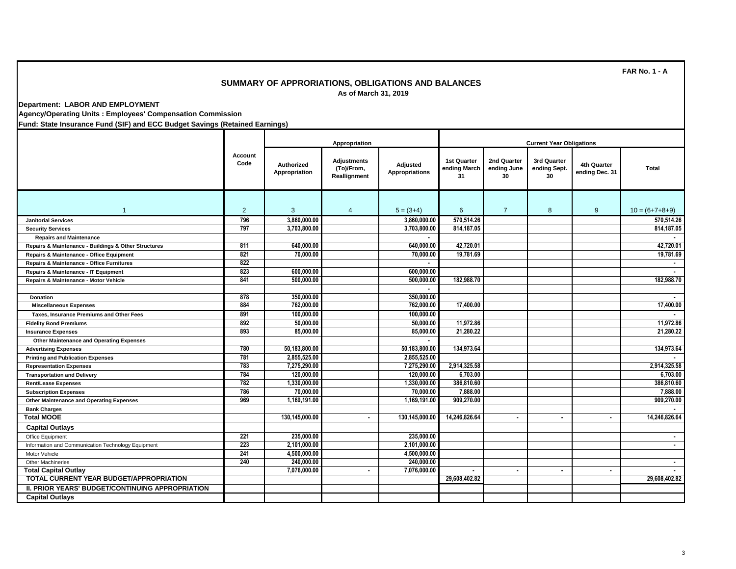FAR No. 1 - A

# SUMMARY OF APPRORIATIONS, OBLIGATIONS AND BALANCES

**As of March 31, 2019**

**Department: LABOR AND EMPLOYMENT**

**Agency/Operating Units : Employees' Compensation Commission**

**Fund: State Insurance Fund (SIF) and ECC Budget Savings (Retained Earnings)**

| | Account Code | Appropriation | | | Current Year Obligations | | | | |
|---|---|---|---|---|---|---|---|---|---|
| | | Authorized Appropriation | Adjustments (To)/From, Reallignment | Adjusted Appropriations | 1st Quarter ending March 31 | 2nd Quarter ending June 30 | 3rd Quarter ending Sept. 30 | 4th Quarter ending Dec. 31 | Total |
| 1 | 2 | 3 | 4 | 5 = (3+4) | 6 | 7 | 8 | 9 | 10 = (6+7+8+9) |
| Janitorial Services | 796 | 3,860,000.00 | | 3,860,000.00 | 570,514.26 | | | | 570,514.26 |
| Security Services | 797 | 3,703,800.00 | | 3,703,800.00 | 814,187.05 | | | | 814,187.05 |
| Repairs and Maintenance | | | | - | | | | | - |
| Repairs & Maintenance - Buildings & Other Structures | 811 | 640,000.00 | | 640,000.00 | 42,720.01 | | | | 42,720.01 |
| Repairs & Maintenance - Office Equipment | 821 | 70,000.00 | | 70,000.00 | 19,781.69 | | | | 19,781.69 |
| Repairs & Maintenance - Office Furnitures | 822 | | | - | | | | | - |
| Repairs & Maintenance - IT Equipment | 823 | 600,000.00 | | 600,000.00 | | | | | - |
| Repairs & Maintenance - Motor Vehicle | 841 | 500,000.00 | | 500,000.00 | 182,988.70 | | | | 182,988.70 |
| | | | | - | | | | | |
| Donation | 878 | 350,000.00 | | 350,000.00 | | | | | - |
| Miscellaneous Expenses | 884 | 762,000.00 | | 762,000.00 | 17,400.00 | | | | 17,400.00 |
| Taxes, Insurance Premiums and Other Fees | 891 | 100,000.00 | | 100,000.00 | | | | | - |
| Fidelity Bond Premiums | 892 | 50,000.00 | | 50,000.00 | 11,972.86 | | | | 11,972.86 |
| Insurance Expenses | 893 | 85,000.00 | | 85,000.00 | 21,280.22 | | | | 21,280.22 |
| Other Maintenance and Operating Expenses | | | | - | | | | | |
| Advertising Expenses | 780 | 50,183,800.00 | | 50,183,800.00 | 134,973.64 | | | | 134,973.64 |
| Printing and Publication Expenses | 781 | 2,855,525.00 | | 2,855,525.00 | | | | | - |
| Representation Expenses | 783 | 7,275,290.00 | | 7,275,290.00 | 2,914,325.58 | | | | 2,914,325.58 |
| Transportation and Delivery | 784 | 120,000.00 | | 120,000.00 | 6,703.00 | | | | 6,703.00 |
| Rent/Lease Expenses | 782 | 1,330,000.00 | | 1,330,000.00 | 386,810.60 | | | | 386,810.60 |
| Subscription Expenses | 786 | 70,000.00 | | 70,000.00 | 7,888.00 | | | | 7,888.00 |
| Other Maintenance and Operating Expenses | 969 | 1,169,191.00 | | 1,169,191.00 | 909,270.00 | | | | 909,270.00 |
| Bank Charges | | | | | | | | | - |
| **Total MOOE** | | 130,145,000.00 | - | 130,145,000.00 | 14,246,826.64 | - | - | - | 14,246,826.64 |
| **Capital Outlays** | | | | | | | | | |
| Office Equipment | 221 | 235,000.00 | | 235,000.00 | | | | | - |
| Information and Communication Technology Equipment | 223 | 2,101,000.00 | | 2,101,000.00 | | | | | - |
| Motor Vehicle | 241 | 4,500,000.00 | | 4,500,000.00 | | | | | |
| Other Machineries | 240 | 240,000.00 | | 240,000.00 | | | | | - |
| **Total Capital Outlay** | | 7,076,000.00 | - | 7,076,000.00 | - | - | - | - | - |
| **TOTAL CURRENT YEAR BUDGET/APPROPRIATION** | | | | | 29,608,402.82 | | | | 29,608,402.82 |
| **II. PRIOR YEARS' BUDGET/CONTINUING APPROPRIATION** | | | | | | | | | |
| **Capital Outlays** | | | | | | | | | |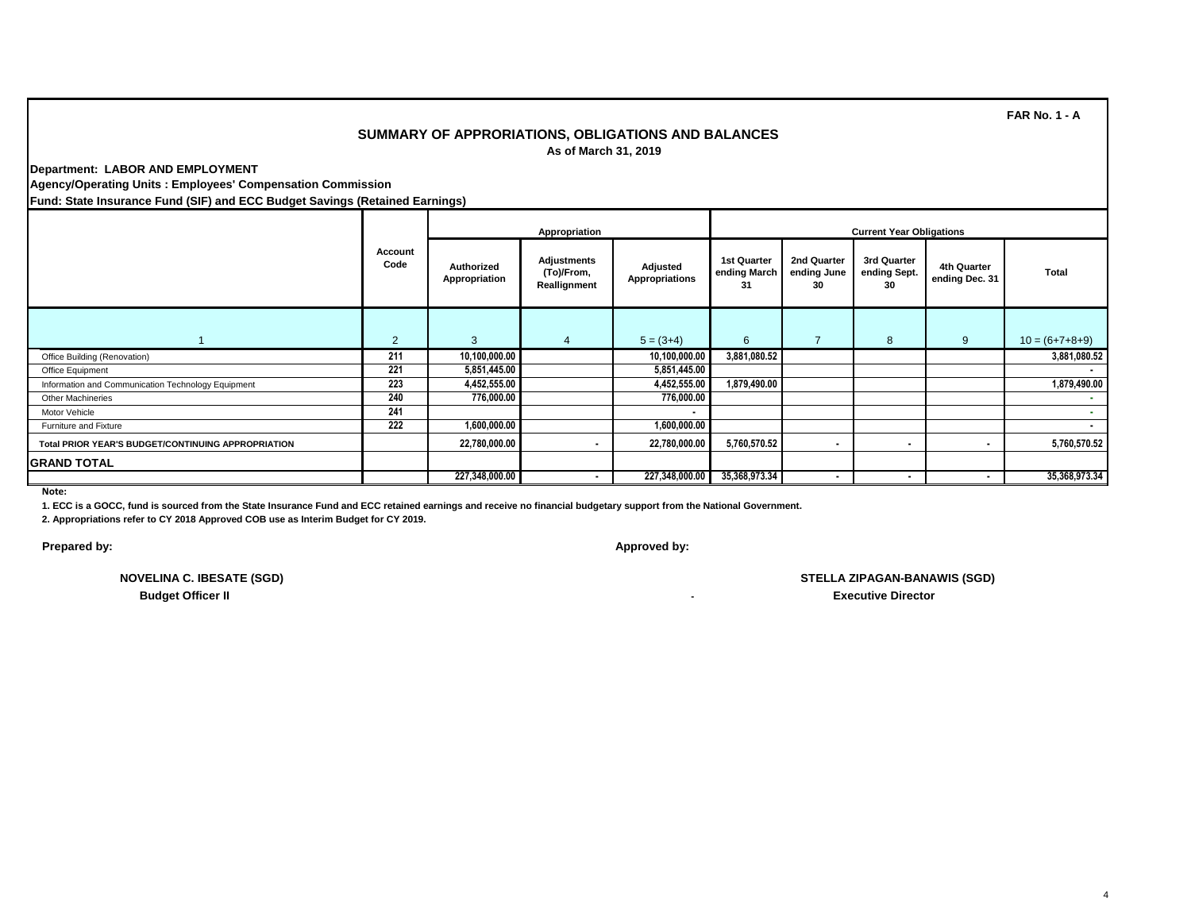FAR No. 1 - A

## SUMMARY OF APPRORIATIONS, OBLIGATIONS AND BALANCES

**As of March 31, 2019**

**Department: LABOR AND EMPLOYMENT**

**Agency/Operating Units : Employees' Compensation Commission**

**Fund: State Insurance Fund (SIF) and ECC Budget Savings (Retained Earnings)**

| | Account Code | Appropriation | | | Current Year Obligations | | | | |
|---|---|---|---|---|---|---|---|---|---|
| | | Authorized Appropriation | Adjustments (To)/From, Reallignment | Adjusted Appropriations | 1st Quarter ending March 31 | 2nd Quarter ending June 30 | 3rd Quarter ending Sept. 30 | 4th Quarter ending Dec. 31 | Total |
| 1 | 2 | 3 | 4 | 5 = (3+4) | 6 | 7 | 8 | 9 | 10 = (6+7+8+9) |
| Office Building (Renovation) | 211 | 10,100,000.00 | | 10,100,000.00 | 3,881,080.52 | | | | 3,881,080.52 |
| Office Equipment | 221 | 5,851,445.00 | | 5,851,445.00 | | | | | - |
| Information and Communication Technology Equipment | 223 | 4,452,555.00 | | 4,452,555.00 | 1,879,490.00 | | | | 1,879,490.00 |
| Other Machineries | 240 | 776,000.00 | | 776,000.00 | | | | | - |
| Motor Vehicle | 241 | | | - | | | | | - |
| Furniture and Fixture | 222 | 1,600,000.00 | | 1,600,000.00 | | | | | - |
| Total PRIOR YEAR'S BUDGET/CONTINUING APPROPRIATION | | 22,780,000.00 | - | 22,780,000.00 | 5,760,570.52 | - | - | - | 5,760,570.52 |
| **GRAND TOTAL** | | | | | | | | | |
| | | 227,348,000.00 | - | 227,348,000.00 | 35,368,973.34 | - | - | - | 35,368,973.34 |

**Note:**

**1. ECC is a GOCC, fund is sourced from the State Insurance Fund and ECC retained earnings and receive no financial budgetary support from the National Government.**

**2. Appropriations refer to CY 2018 Approved COB use as Interim Budget for CY 2019.**

**Prepared by:**

**NOVELINA C. IBESATE (SGD)**
**Budget Officer II**

**Approved by:**

**STELLA ZIPAGAN-BANAWIS (SGD)**
**Executive Director**